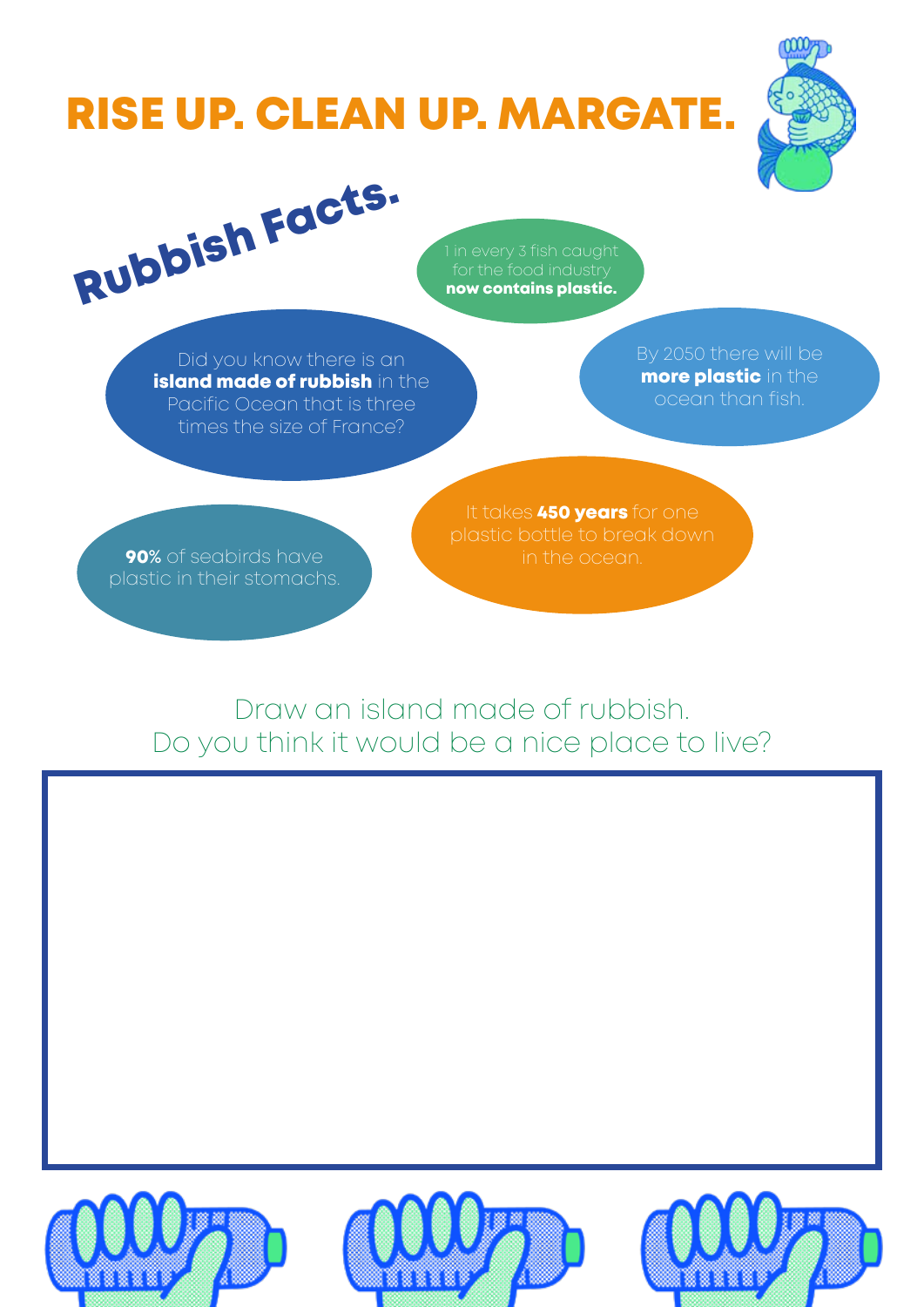# RISE UP. CLEAN UP. MARGATE.

## Rubbish Facts.

1 in every 3 fish caught for the food industry **now contains plastic.**

Did you know there is an **island made of rubbish** in the Pacific Ocean that is three times the size of France?

By 2050 there will be **more plastic** in the ocean than fish.

It takes **450 years** for one plastic bottle to break down in the ocean.

**90%** of seabirds have plastic in their stomachs.

Draw an island made of rubbish.
Do you think it would be a nice place to live?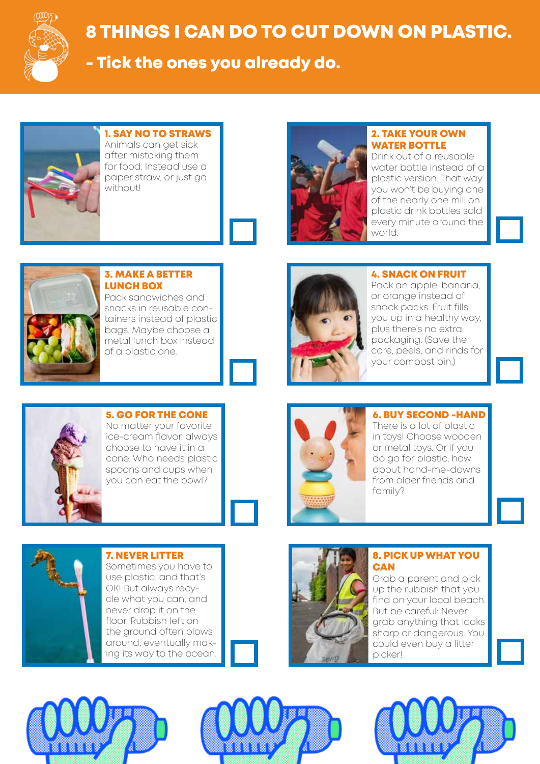# 8 THINGS I CAN DO TO CUT DOWN ON PLASTIC.

## - Tick the ones you already do.

### 1. SAY NO TO STRAWS

Animals can get sick after mistaking them for food. Instead use a paper straw, or just go without!

☐

### 2. TAKE YOUR OWN WATER BOTTLE

Drink out of a reusable water bottle instead of a plastic version. That way you won't be buying one of the nearly one million plastic drink bottles sold every minute around the world.

☐

### 3. MAKE A BETTER LUNCH BOX

Pack sandwiches and snacks in reusable containers instead of plastic bags. Maybe choose a metal lunch box instead of a plastic one.

☐

### 4. SNACK ON FRUIT

Pack an apple, banana, or orange instead of snack packs. Fruit fills you up in a healthy way, plus there's no extra packaging. (Save the core, peels, and rinds for your compost bin.)

☐

### 5. GO FOR THE CONE

No matter your favorite ice-cream flavor, always choose to have it in a cone. Who needs plastic spoons and cups when you can eat the bowl?

☐

### 6. BUY SECOND -HAND

There is a lot of plastic in toys! Choose wooden or metal toys. Or if you do go for plastic, how about hand-me-downs from older friends and family?

☐

### 7. NEVER LITTER

Sometimes you have to use plastic, and that's OK! But always recycle what you can, and never drop it on the floor. Rubbish left on the ground often blows around, eventually making its way to the ocean.

☐

### 8. PICK UP WHAT YOU CAN

Grab a parent and pick up the rubbish that you find on your local beach. But be careful: Never grab anything that looks sharp or dangerous. You could even buy a litter picker!

☐